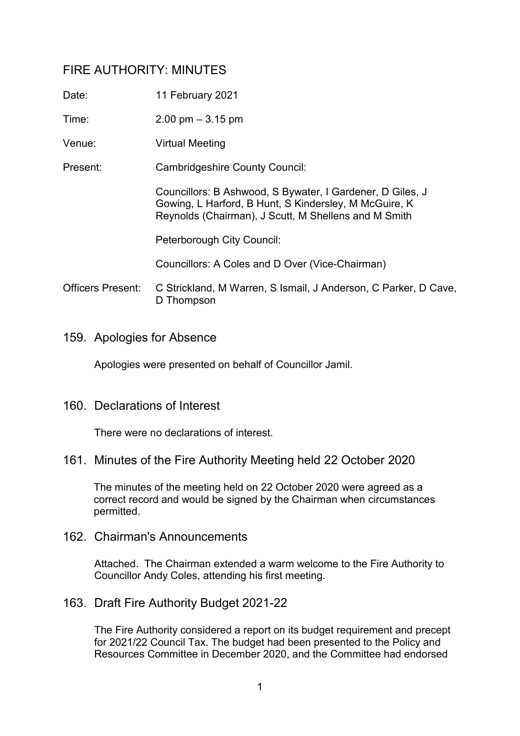# FIRE AUTHORITY: MINUTES

Date: 11 February 2021

Time: 2.00 pm – 3.15 pm

Venue: Virtual Meeting

Present: Cambridgeshire County Council:

Councillors: B Ashwood, S Bywater, I Gardener, D Giles, J Gowing, L Harford, B Hunt, S Kindersley, M McGuire, K Reynolds (Chairman), J Scutt, M Shellens and M Smith

Peterborough City Council:

Councillors: A Coles and D Over (Vice-Chairman)

Officers Present: C Strickland, M Warren, S Ismail, J Anderson, C Parker, D Cave, D Thompson

## 159. Apologies for Absence

Apologies were presented on behalf of Councillor Jamil.

## 160. Declarations of Interest

There were no declarations of interest.

## 161. Minutes of the Fire Authority Meeting held 22 October 2020

The minutes of the meeting held on 22 October 2020 were agreed as a correct record and would be signed by the Chairman when circumstances permitted.

## 162. Chairman's Announcements

Attached. The Chairman extended a warm welcome to the Fire Authority to Councillor Andy Coles, attending his first meeting.

## 163. Draft Fire Authority Budget 2021-22

The Fire Authority considered a report on its budget requirement and precept for 2021/22 Council Tax. The budget had been presented to the Policy and Resources Committee in December 2020, and the Committee had endorsed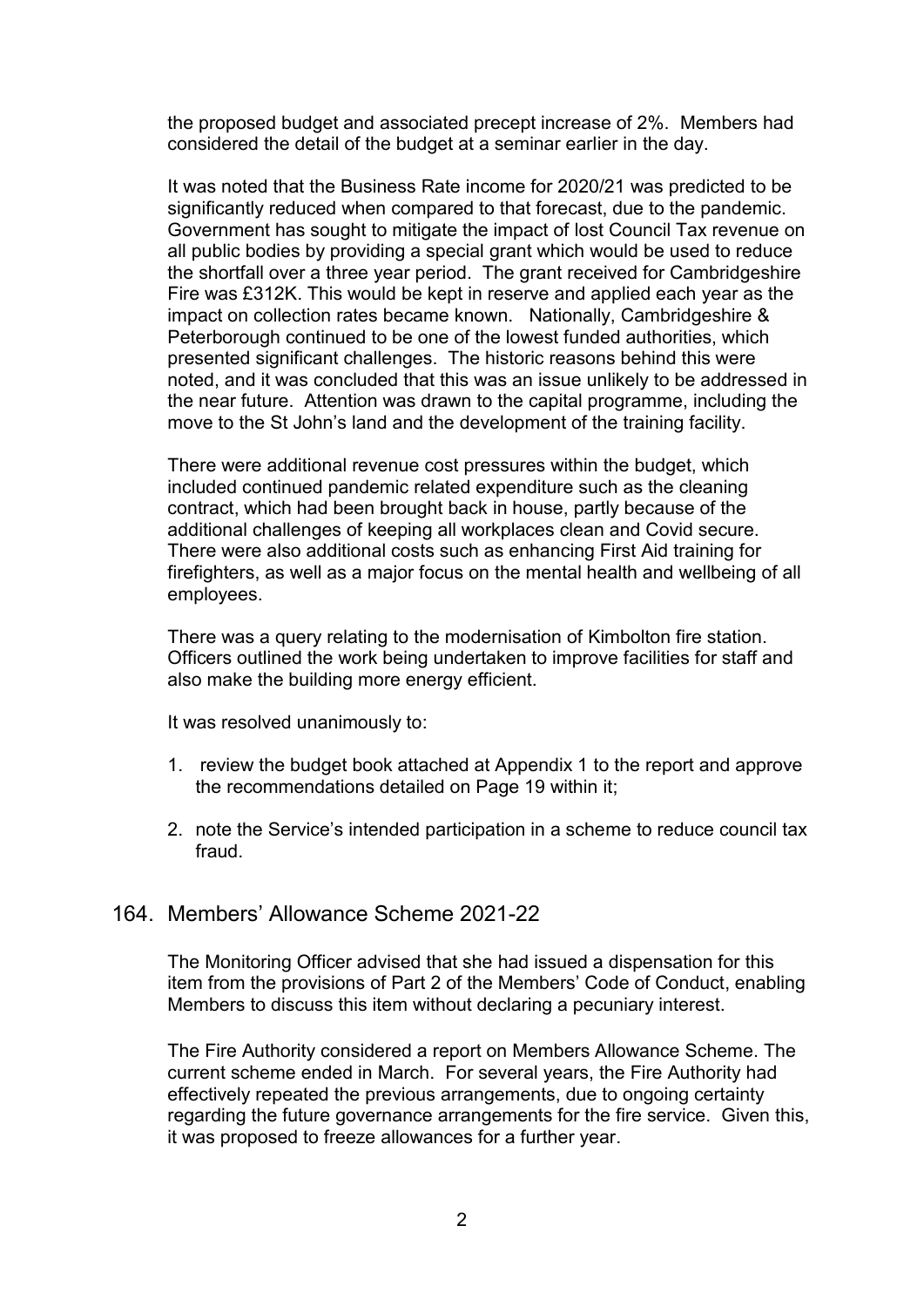the proposed budget and associated precept increase of 2%. Members had considered the detail of the budget at a seminar earlier in the day.

It was noted that the Business Rate income for 2020/21 was predicted to be significantly reduced when compared to that forecast, due to the pandemic. Government has sought to mitigate the impact of lost Council Tax revenue on all public bodies by providing a special grant which would be used to reduce the shortfall over a three year period. The grant received for Cambridgeshire Fire was £312K. This would be kept in reserve and applied each year as the impact on collection rates became known. Nationally, Cambridgeshire & Peterborough continued to be one of the lowest funded authorities, which presented significant challenges. The historic reasons behind this were noted, and it was concluded that this was an issue unlikely to be addressed in the near future. Attention was drawn to the capital programme, including the move to the St John's land and the development of the training facility.

There were additional revenue cost pressures within the budget, which included continued pandemic related expenditure such as the cleaning contract, which had been brought back in house, partly because of the additional challenges of keeping all workplaces clean and Covid secure. There were also additional costs such as enhancing First Aid training for firefighters, as well as a major focus on the mental health and wellbeing of all employees.

There was a query relating to the modernisation of Kimbolton fire station. Officers outlined the work being undertaken to improve facilities for staff and also make the building more energy efficient.

It was resolved unanimously to:

1. review the budget book attached at Appendix 1 to the report and approve the recommendations detailed on Page 19 within it;

2. note the Service's intended participation in a scheme to reduce council tax fraud.

## 164. Members' Allowance Scheme 2021-22

The Monitoring Officer advised that she had issued a dispensation for this item from the provisions of Part 2 of the Members' Code of Conduct, enabling Members to discuss this item without declaring a pecuniary interest.

The Fire Authority considered a report on Members Allowance Scheme. The current scheme ended in March. For several years, the Fire Authority had effectively repeated the previous arrangements, due to ongoing certainty regarding the future governance arrangements for the fire service. Given this, it was proposed to freeze allowances for a further year.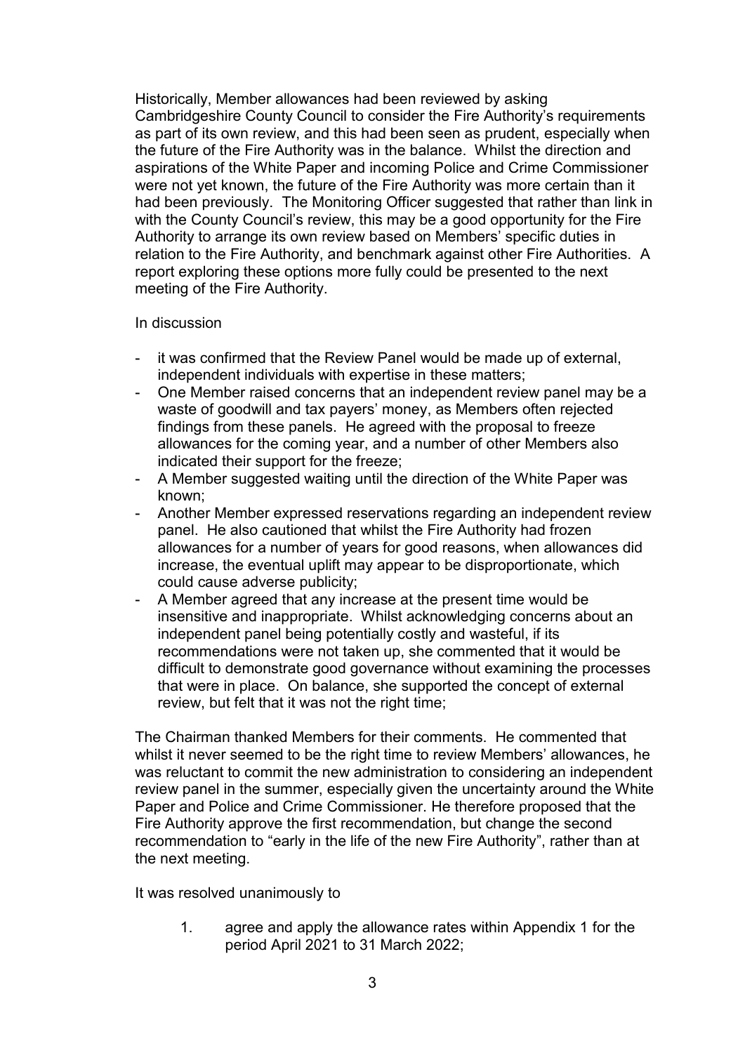Historically, Member allowances had been reviewed by asking Cambridgeshire County Council to consider the Fire Authority's requirements as part of its own review, and this had been seen as prudent, especially when the future of the Fire Authority was in the balance. Whilst the direction and aspirations of the White Paper and incoming Police and Crime Commissioner were not yet known, the future of the Fire Authority was more certain than it had been previously. The Monitoring Officer suggested that rather than link in with the County Council's review, this may be a good opportunity for the Fire Authority to arrange its own review based on Members' specific duties in relation to the Fire Authority, and benchmark against other Fire Authorities. A report exploring these options more fully could be presented to the next meeting of the Fire Authority.

In discussion

- it was confirmed that the Review Panel would be made up of external, independent individuals with expertise in these matters;
- One Member raised concerns that an independent review panel may be a waste of goodwill and tax payers' money, as Members often rejected findings from these panels. He agreed with the proposal to freeze allowances for the coming year, and a number of other Members also indicated their support for the freeze;
- A Member suggested waiting until the direction of the White Paper was known;
- Another Member expressed reservations regarding an independent review panel. He also cautioned that whilst the Fire Authority had frozen allowances for a number of years for good reasons, when allowances did increase, the eventual uplift may appear to be disproportionate, which could cause adverse publicity;
- A Member agreed that any increase at the present time would be insensitive and inappropriate. Whilst acknowledging concerns about an independent panel being potentially costly and wasteful, if its recommendations were not taken up, she commented that it would be difficult to demonstrate good governance without examining the processes that were in place. On balance, she supported the concept of external review, but felt that it was not the right time;

The Chairman thanked Members for their comments. He commented that whilst it never seemed to be the right time to review Members' allowances, he was reluctant to commit the new administration to considering an independent review panel in the summer, especially given the uncertainty around the White Paper and Police and Crime Commissioner. He therefore proposed that the Fire Authority approve the first recommendation, but change the second recommendation to "early in the life of the new Fire Authority", rather than at the next meeting.

It was resolved unanimously to

1. agree and apply the allowance rates within Appendix 1 for the period April 2021 to 31 March 2022;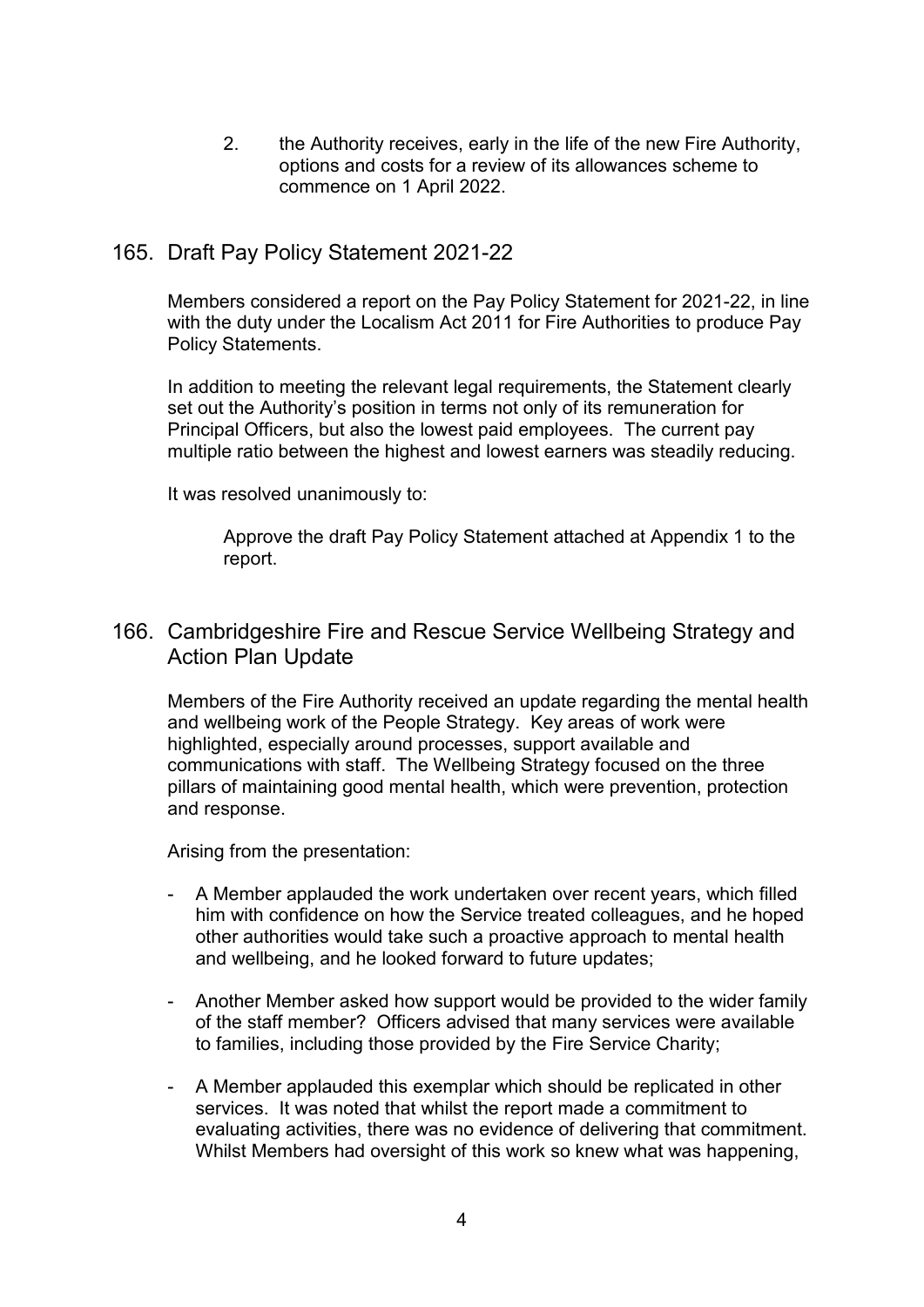2. the Authority receives, early in the life of the new Fire Authority, options and costs for a review of its allowances scheme to commence on 1 April 2022.

## 165. Draft Pay Policy Statement 2021-22

Members considered a report on the Pay Policy Statement for 2021-22, in line with the duty under the Localism Act 2011 for Fire Authorities to produce Pay Policy Statements.

In addition to meeting the relevant legal requirements, the Statement clearly set out the Authority's position in terms not only of its remuneration for Principal Officers, but also the lowest paid employees. The current pay multiple ratio between the highest and lowest earners was steadily reducing.

It was resolved unanimously to:

> Approve the draft Pay Policy Statement attached at Appendix 1 to the report.

## 166. Cambridgeshire Fire and Rescue Service Wellbeing Strategy and Action Plan Update

Members of the Fire Authority received an update regarding the mental health and wellbeing work of the People Strategy. Key areas of work were highlighted, especially around processes, support available and communications with staff. The Wellbeing Strategy focused on the three pillars of maintaining good mental health, which were prevention, protection and response.

Arising from the presentation:

- A Member applauded the work undertaken over recent years, which filled him with confidence on how the Service treated colleagues, and he hoped other authorities would take such a proactive approach to mental health and wellbeing, and he looked forward to future updates;

- Another Member asked how support would be provided to the wider family of the staff member? Officers advised that many services were available to families, including those provided by the Fire Service Charity;

- A Member applauded this exemplar which should be replicated in other services. It was noted that whilst the report made a commitment to evaluating activities, there was no evidence of delivering that commitment. Whilst Members had oversight of this work so knew what was happening,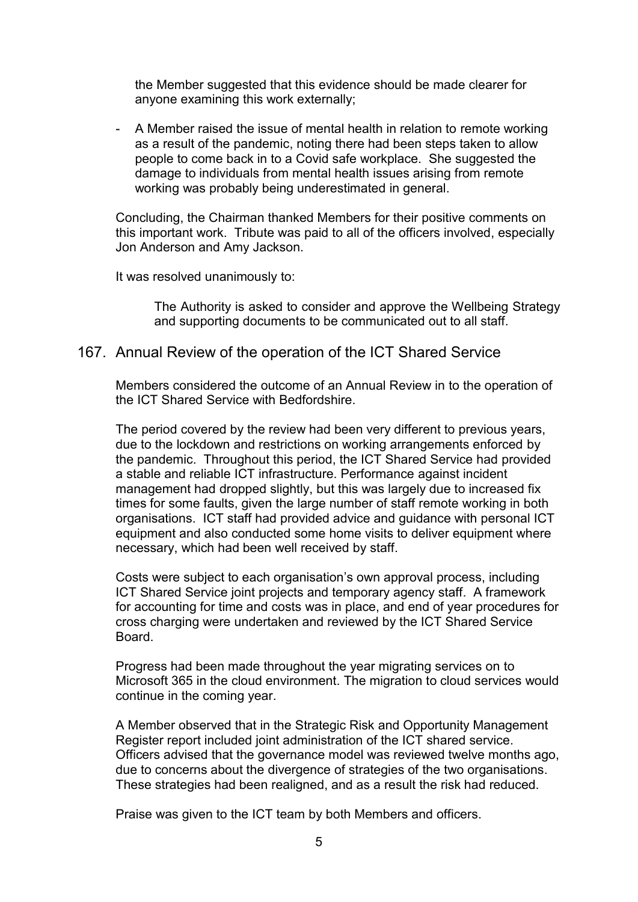the Member suggested that this evidence should be made clearer for anyone examining this work externally;

- A Member raised the issue of mental health in relation to remote working as a result of the pandemic, noting there had been steps taken to allow people to come back in to a Covid safe workplace. She suggested the damage to individuals from mental health issues arising from remote working was probably being underestimated in general.

Concluding, the Chairman thanked Members for their positive comments on this important work. Tribute was paid to all of the officers involved, especially Jon Anderson and Amy Jackson.

It was resolved unanimously to:

> The Authority is asked to consider and approve the Wellbeing Strategy and supporting documents to be communicated out to all staff.

## 167. Annual Review of the operation of the ICT Shared Service

Members considered the outcome of an Annual Review in to the operation of the ICT Shared Service with Bedfordshire.

The period covered by the review had been very different to previous years, due to the lockdown and restrictions on working arrangements enforced by the pandemic. Throughout this period, the ICT Shared Service had provided a stable and reliable ICT infrastructure. Performance against incident management had dropped slightly, but this was largely due to increased fix times for some faults, given the large number of staff remote working in both organisations. ICT staff had provided advice and guidance with personal ICT equipment and also conducted some home visits to deliver equipment where necessary, which had been well received by staff.

Costs were subject to each organisation's own approval process, including ICT Shared Service joint projects and temporary agency staff. A framework for accounting for time and costs was in place, and end of year procedures for cross charging were undertaken and reviewed by the ICT Shared Service Board.

Progress had been made throughout the year migrating services on to Microsoft 365 in the cloud environment. The migration to cloud services would continue in the coming year.

A Member observed that in the Strategic Risk and Opportunity Management Register report included joint administration of the ICT shared service. Officers advised that the governance model was reviewed twelve months ago, due to concerns about the divergence of strategies of the two organisations. These strategies had been realigned, and as a result the risk had reduced.

Praise was given to the ICT team by both Members and officers.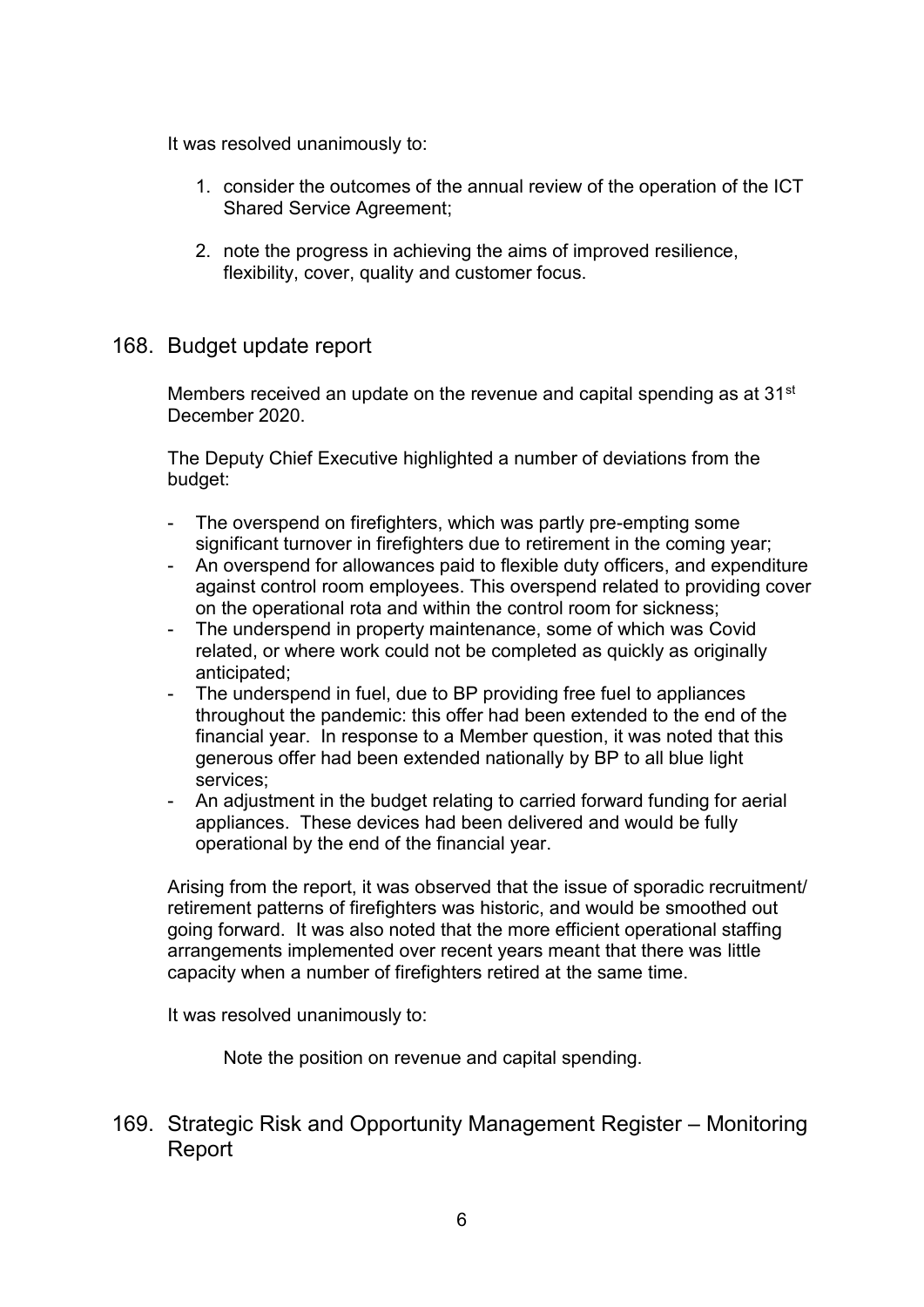It was resolved unanimously to:

1. consider the outcomes of the annual review of the operation of the ICT Shared Service Agreement;

2. note the progress in achieving the aims of improved resilience, flexibility, cover, quality and customer focus.

## 168. Budget update report

Members received an update on the revenue and capital spending as at 31st December 2020.

The Deputy Chief Executive highlighted a number of deviations from the budget:

- The overspend on firefighters, which was partly pre-empting some significant turnover in firefighters due to retirement in the coming year;
- An overspend for allowances paid to flexible duty officers, and expenditure against control room employees. This overspend related to providing cover on the operational rota and within the control room for sickness;
- The underspend in property maintenance, some of which was Covid related, or where work could not be completed as quickly as originally anticipated;
- The underspend in fuel, due to BP providing free fuel to appliances throughout the pandemic: this offer had been extended to the end of the financial year. In response to a Member question, it was noted that this generous offer had been extended nationally by BP to all blue light services;
- An adjustment in the budget relating to carried forward funding for aerial appliances. These devices had been delivered and would be fully operational by the end of the financial year.

Arising from the report, it was observed that the issue of sporadic recruitment/ retirement patterns of firefighters was historic, and would be smoothed out going forward. It was also noted that the more efficient operational staffing arrangements implemented over recent years meant that there was little capacity when a number of firefighters retired at the same time.

It was resolved unanimously to:

Note the position on revenue and capital spending.

## 169. Strategic Risk and Opportunity Management Register – Monitoring Report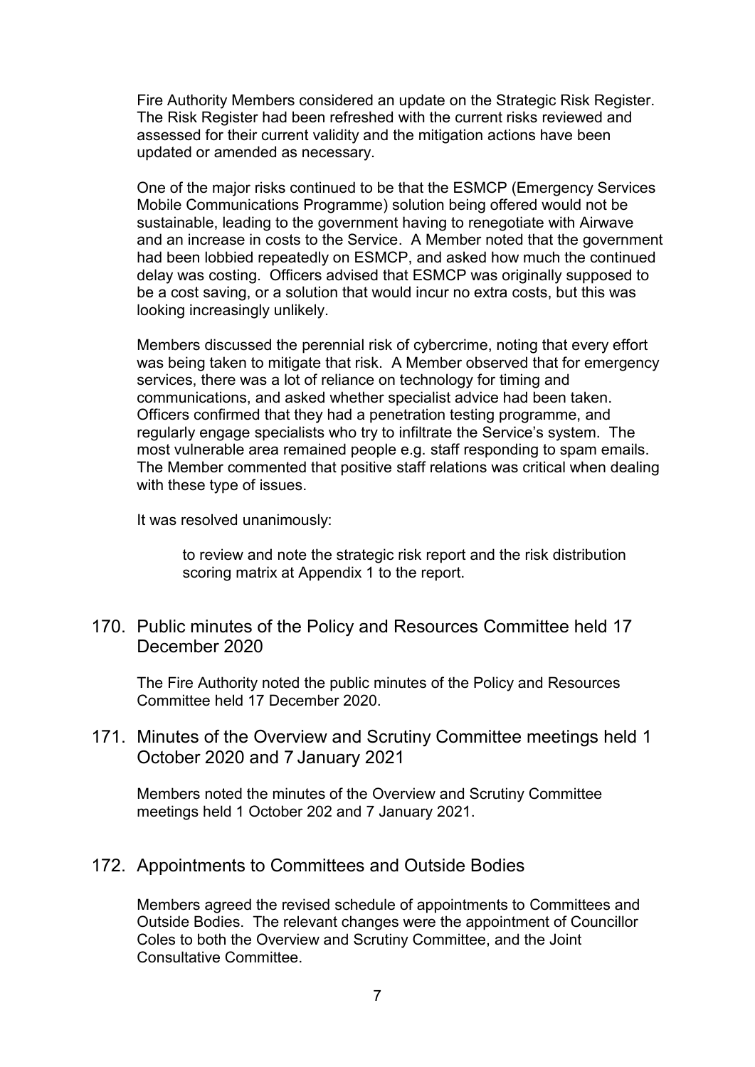Fire Authority Members considered an update on the Strategic Risk Register. The Risk Register had been refreshed with the current risks reviewed and assessed for their current validity and the mitigation actions have been updated or amended as necessary.

One of the major risks continued to be that the ESMCP (Emergency Services Mobile Communications Programme) solution being offered would not be sustainable, leading to the government having to renegotiate with Airwave and an increase in costs to the Service. A Member noted that the government had been lobbied repeatedly on ESMCP, and asked how much the continued delay was costing. Officers advised that ESMCP was originally supposed to be a cost saving, or a solution that would incur no extra costs, but this was looking increasingly unlikely.

Members discussed the perennial risk of cybercrime, noting that every effort was being taken to mitigate that risk. A Member observed that for emergency services, there was a lot of reliance on technology for timing and communications, and asked whether specialist advice had been taken. Officers confirmed that they had a penetration testing programme, and regularly engage specialists who try to infiltrate the Service's system. The most vulnerable area remained people e.g. staff responding to spam emails. The Member commented that positive staff relations was critical when dealing with these type of issues.

It was resolved unanimously:

> to review and note the strategic risk report and the risk distribution scoring matrix at Appendix 1 to the report.

## 170. Public minutes of the Policy and Resources Committee held 17 December 2020

The Fire Authority noted the public minutes of the Policy and Resources Committee held 17 December 2020.

## 171. Minutes of the Overview and Scrutiny Committee meetings held 1 October 2020 and 7 January 2021

Members noted the minutes of the Overview and Scrutiny Committee meetings held 1 October 202 and 7 January 2021.

## 172. Appointments to Committees and Outside Bodies

Members agreed the revised schedule of appointments to Committees and Outside Bodies. The relevant changes were the appointment of Councillor Coles to both the Overview and Scrutiny Committee, and the Joint Consultative Committee.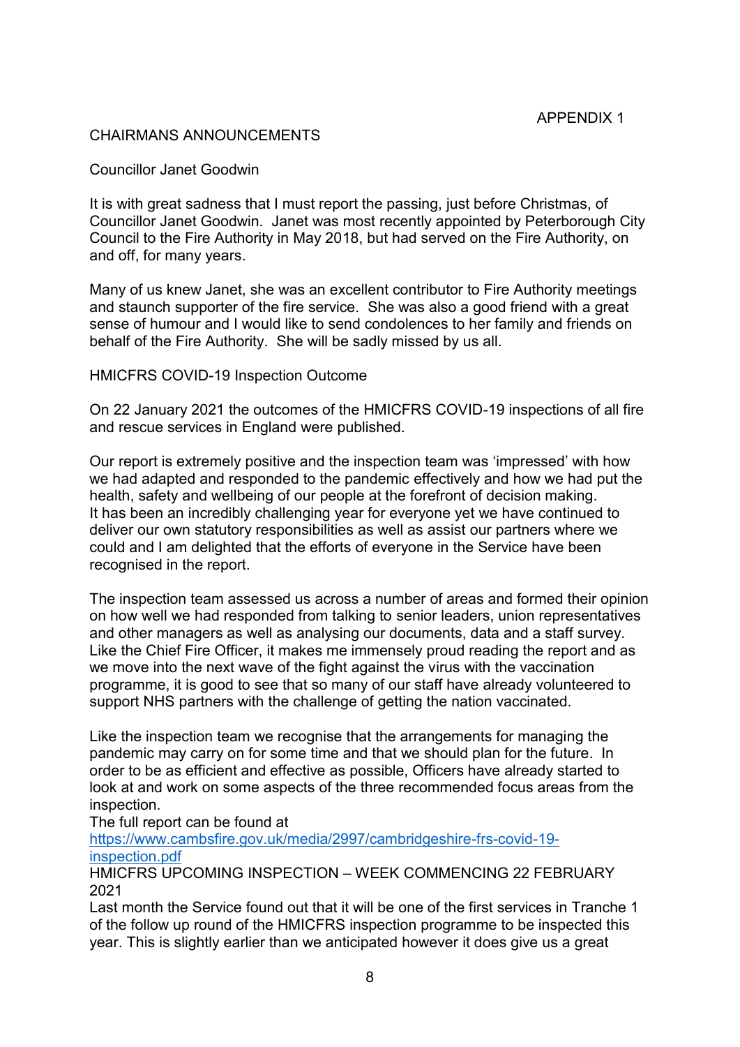APPENDIX 1

## CHAIRMANS ANNOUNCEMENTS

### Councillor Janet Goodwin

It is with great sadness that I must report the passing, just before Christmas, of Councillor Janet Goodwin. Janet was most recently appointed by Peterborough City Council to the Fire Authority in May 2018, but had served on the Fire Authority, on and off, for many years.

Many of us knew Janet, she was an excellent contributor to Fire Authority meetings and staunch supporter of the fire service. She was also a good friend with a great sense of humour and I would like to send condolences to her family and friends on behalf of the Fire Authority. She will be sadly missed by us all.

### HMICFRS COVID-19 Inspection Outcome

On 22 January 2021 the outcomes of the HMICFRS COVID-19 inspections of all fire and rescue services in England were published.

Our report is extremely positive and the inspection team was 'impressed' with how we had adapted and responded to the pandemic effectively and how we had put the health, safety and wellbeing of our people at the forefront of decision making. It has been an incredibly challenging year for everyone yet we have continued to deliver our own statutory responsibilities as well as assist our partners where we could and I am delighted that the efforts of everyone in the Service have been recognised in the report.

The inspection team assessed us across a number of areas and formed their opinion on how well we had responded from talking to senior leaders, union representatives and other managers as well as analysing our documents, data and a staff survey. Like the Chief Fire Officer, it makes me immensely proud reading the report and as we move into the next wave of the fight against the virus with the vaccination programme, it is good to see that so many of our staff have already volunteered to support NHS partners with the challenge of getting the nation vaccinated.

Like the inspection team we recognise that the arrangements for managing the pandemic may carry on for some time and that we should plan for the future. In order to be as efficient and effective as possible, Officers have already started to look at and work on some aspects of the three recommended focus areas from the inspection.

The full report can be found at
https://www.cambsfire.gov.uk/media/2997/cambridgeshire-frs-covid-19-inspection.pdf

### HMICFRS UPCOMING INSPECTION – WEEK COMMENCING 22 FEBRUARY 2021

Last month the Service found out that it will be one of the first services in Tranche 1 of the follow up round of the HMICFRS inspection programme to be inspected this year. This is slightly earlier than we anticipated however it does give us a great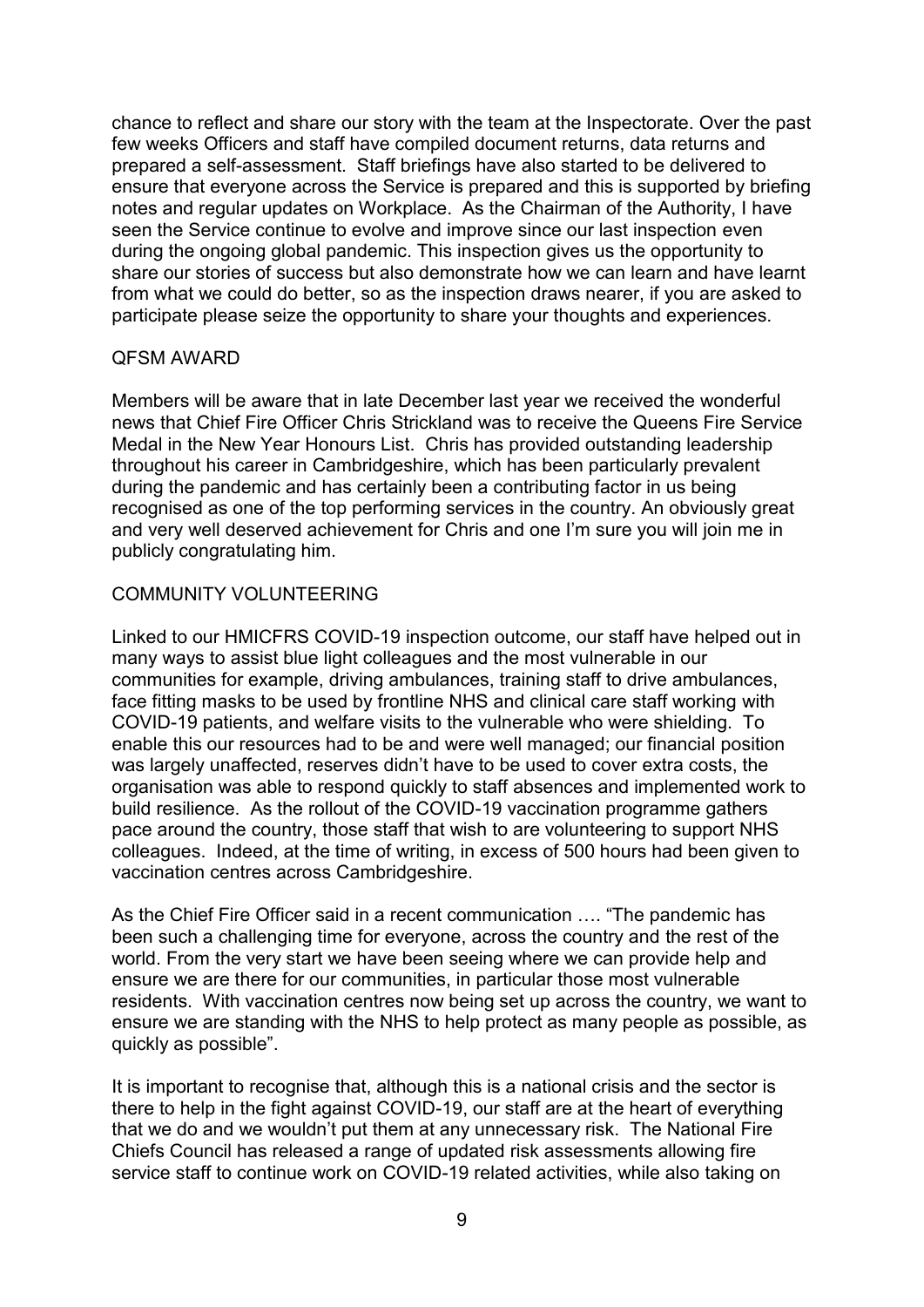chance to reflect and share our story with the team at the Inspectorate. Over the past few weeks Officers and staff have compiled document returns, data returns and prepared a self-assessment. Staff briefings have also started to be delivered to ensure that everyone across the Service is prepared and this is supported by briefing notes and regular updates on Workplace. As the Chairman of the Authority, I have seen the Service continue to evolve and improve since our last inspection even during the ongoing global pandemic. This inspection gives us the opportunity to share our stories of success but also demonstrate how we can learn and have learnt from what we could do better, so as the inspection draws nearer, if you are asked to participate please seize the opportunity to share your thoughts and experiences.

## QFSM AWARD

Members will be aware that in late December last year we received the wonderful news that Chief Fire Officer Chris Strickland was to receive the Queens Fire Service Medal in the New Year Honours List. Chris has provided outstanding leadership throughout his career in Cambridgeshire, which has been particularly prevalent during the pandemic and has certainly been a contributing factor in us being recognised as one of the top performing services in the country. An obviously great and very well deserved achievement for Chris and one I'm sure you will join me in publicly congratulating him.

## COMMUNITY VOLUNTEERING

Linked to our HMICFRS COVID-19 inspection outcome, our staff have helped out in many ways to assist blue light colleagues and the most vulnerable in our communities for example, driving ambulances, training staff to drive ambulances, face fitting masks to be used by frontline NHS and clinical care staff working with COVID-19 patients, and welfare visits to the vulnerable who were shielding. To enable this our resources had to be and were well managed; our financial position was largely unaffected, reserves didn't have to be used to cover extra costs, the organisation was able to respond quickly to staff absences and implemented work to build resilience. As the rollout of the COVID-19 vaccination programme gathers pace around the country, those staff that wish to are volunteering to support NHS colleagues. Indeed, at the time of writing, in excess of 500 hours had been given to vaccination centres across Cambridgeshire.

As the Chief Fire Officer said in a recent communication …. "The pandemic has been such a challenging time for everyone, across the country and the rest of the world. From the very start we have been seeing where we can provide help and ensure we are there for our communities, in particular those most vulnerable residents. With vaccination centres now being set up across the country, we want to ensure we are standing with the NHS to help protect as many people as possible, as quickly as possible".

It is important to recognise that, although this is a national crisis and the sector is there to help in the fight against COVID-19, our staff are at the heart of everything that we do and we wouldn't put them at any unnecessary risk. The National Fire Chiefs Council has released a range of updated risk assessments allowing fire service staff to continue work on COVID-19 related activities, while also taking on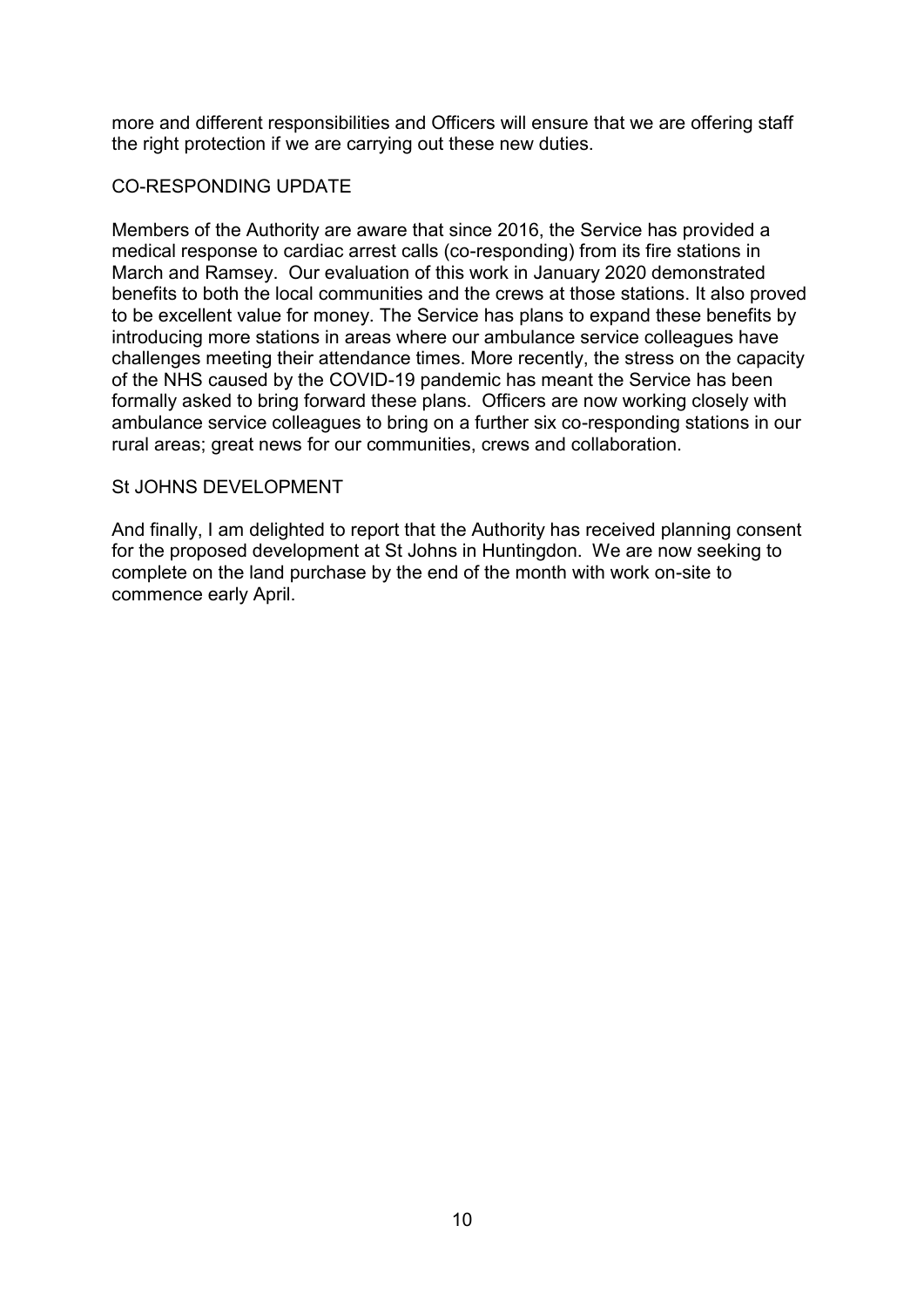more and different responsibilities and Officers will ensure that we are offering staff the right protection if we are carrying out these new duties.

## CO-RESPONDING UPDATE

Members of the Authority are aware that since 2016, the Service has provided a medical response to cardiac arrest calls (co-responding) from its fire stations in March and Ramsey. Our evaluation of this work in January 2020 demonstrated benefits to both the local communities and the crews at those stations. It also proved to be excellent value for money. The Service has plans to expand these benefits by introducing more stations in areas where our ambulance service colleagues have challenges meeting their attendance times. More recently, the stress on the capacity of the NHS caused by the COVID-19 pandemic has meant the Service has been formally asked to bring forward these plans. Officers are now working closely with ambulance service colleagues to bring on a further six co-responding stations in our rural areas; great news for our communities, crews and collaboration.

## St JOHNS DEVELOPMENT

And finally, I am delighted to report that the Authority has received planning consent for the proposed development at St Johns in Huntingdon. We are now seeking to complete on the land purchase by the end of the month with work on-site to commence early April.